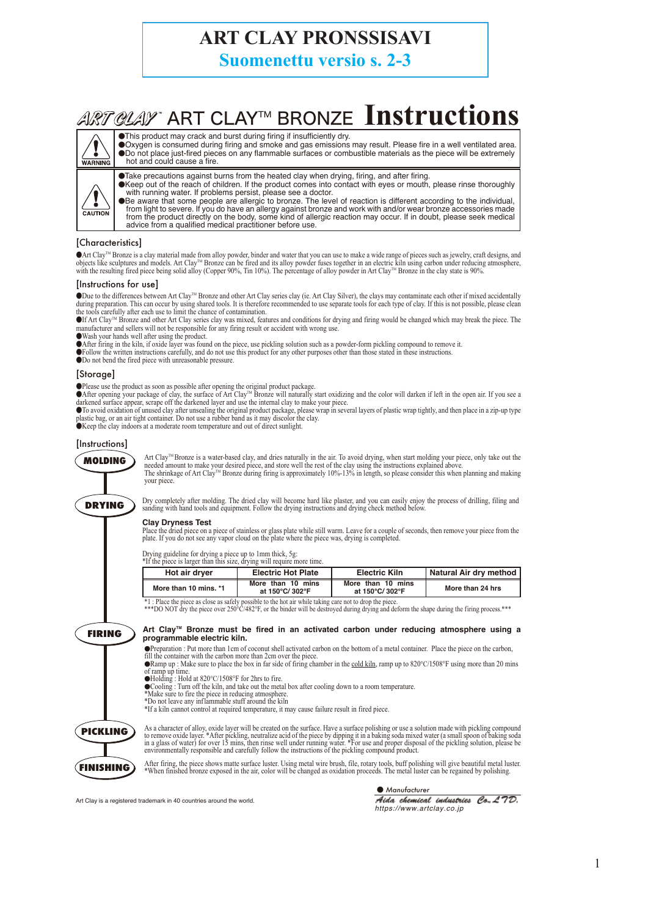# ART CLAY PRONSSISAVI

**Suomenettu versio s. 2-3**

# ART CLAY™ ART CLAY™ BRONZE Instructions

**WARNING**

- This product may crack and burst during firing if insufficiently dry.
- Oxygen is consumed during firing and smoke and gas emissions may result. Please fire in a well ventilated area.
- Do not place just-fired pieces on any flammable surfaces or combustible materials as the piece will be extremely hot and could cause a fire.

**CAUTION**

- Take precautions against burns from the heated clay when drying, firing, and after firing.
- Keep out of the reach of children. If the product comes into contact with eyes or mouth, please rinse thoroughly with running water. If problems persist, please see a doctor.
- Be aware that some people are allergic to bronze. The level of reaction is different according to the individual, from light to severe. If you do have an allergy against bronze and work with and/or wear bronze accessories made from the product directly on the body, some kind of allergic reaction may occur. If in doubt, please seek medical advice from a qualified medical practitioner before use.

## [Characteristics]

- Art Clay™ Bronze is a clay material made from alloy powder, binder and water that you can use to make a wide range of pieces such as jewelry, craft designs, and objects like sculptures and models. Art Clay™ Bronze can be fired and its alloy powder fuses together in an electric kiln using carbon under reducing atmosphere, with the resulting fired piece being solid alloy (Copper 90%, Tin 10%). The percentage of alloy powder in Art Clay™ Bronze in the clay state is 90%.

## [Instructions for use]

- Due to the differences between Art Clay™ Bronze and other Art Clay series clay (ie. Art Clay Silver), the clays may contaminate each other if mixed accidentally during preparation. This can occur by using shared tools. It is therefore recommended to use separate tools for each type of clay. If this is not possible, please clean the tools carefully after each use to limit the chance of contamination.
- If Art Clay™ Bronze and other Art Clay series clay was mixed, features and conditions for drying and firing would be changed which may break the piece. The manufacturer and sellers will not be responsible for any firing result or accident with wrong use.
- Wash your hands well after using the product.
- After firing in the kiln, if oxide layer was found on the piece, use pickling solution such as a powder-form pickling compound to remove it.
- Follow the written instructions carefully, and do not use this product for any other purposes other than those stated in these instructions.
- Do not bend the fired piece with unreasonable pressure.

## [Storage]

- Please use the product as soon as possible after opening the original product package.
- After opening your package of clay, the surface of Art Clay™ Bronze will naturally start oxidizing and the color will darken if left in the open air. If you see a darkened surface appear, scrape off the darkened layer and use the internal clay to make your piece.
- To avoid oxidation of unused clay after unsealing the original product package, please wrap in several layers of plastic wrap tightly, and then place in a zip-up type plastic bag, or an air tight container. Do not use a rubber band as it may discolor the clay.
- Keep the clay indoors at a moderate room temperature and out of direct sunlight.

## [Instructions]

### MOLDING

Art Clay™ Bronze is a water-based clay, and dries naturally in the air. To avoid drying, when start molding your piece, only take out the needed amount to make your desired piece, and store well the rest of the clay using the instructions explained above.
The shrinkage of Art Clay™ Bronze during firing is approximately 10%-13% in length, so please consider this when planning and making your piece.

### DRYING

Dry completely after molding. The dried clay will become hard like plaster, and you can easily enjoy the process of drilling, filing and sanding with hand tools and equipment. Follow the drying instructions and drying check method below.

**Clay Dryness Test**

Place the dried piece on a piece of stainless or glass plate while still warm. Leave for a couple of seconds, then remove your piece from the plate. If you do not see any vapor cloud on the plate where the piece was, drying is completed.

Drying guideline for drying a piece up to 1mm thick, 5g:
*If the piece is larger than this size, drying will require more time.

| Hot air dryer | Electric Hot Plate | Electric Kiln | Natural Air dry method |
|---|---|---|---|
| More than 10 mins. *1 | More than 10 mins at 150°C/ 302°F | More than 10 mins at 150°C/ 302°F | More than 24 hrs |

*1 : Place the piece as close as safely possible to the hot air while taking care not to drop the piece.
***DO NOT dry the piece over 250°C/482°F, or the binder will be destroyed during drying and deform the shape during the firing process.***

### FIRING

**Art Clay™ Bronze must be fired in an activated carbon under reducing atmosphere using a programmable electric kiln.**

- Preparation : Put more than 1cm of coconut shell activated carbon on the bottom of a metal container. Place the piece on the carbon, fill the container with the carbon more than 2cm over the piece.
- Ramp up : Make sure to place the box in far side of firing chamber in the cold kiln, ramp up to 820°C/1508°F using more than 20 mins of ramp up time.
- Holding : Hold at 820°C/1508°F for 2hrs to fire.
- Cooling : Turn off the kiln, and take out the metal box after cooling down to a room temperature.

*Make sure to fire the piece in reducing atmosphere.
*Do not leave any inflammable stuff around the kiln
*If a kiln cannot control at required temperature, it may cause failure result in fired piece.

### PICKLING

As a character of alloy, oxide layer will be created on the surface. Have a surface polishing or use a solution made with pickling compound to remove oxide layer. *After pickling, neutralize acid of the piece by dipping it in a baking soda mixed water (a small spoon of baking soda in a glass of water) for over 15 mins, then rinse well under running water. *For use and proper disposal of the pickling solution, please be environmentally responsible and carefully follow the instructions of the pickling compound product.

### FINISHING

After firing, the piece shows matte surface luster. Using metal wire brush, file, rotary tools, buff polishing will give beautiful metal luster.
*When finished bronze exposed in the air, color will be changed as oxidation proceeds. The metal luster can be regained by polishing.

Art Clay is a registered trademark in 40 countries around the world.

Manufacturer
*Aida chemical industries Co.,LTD.*
https://www.artclay.co.jp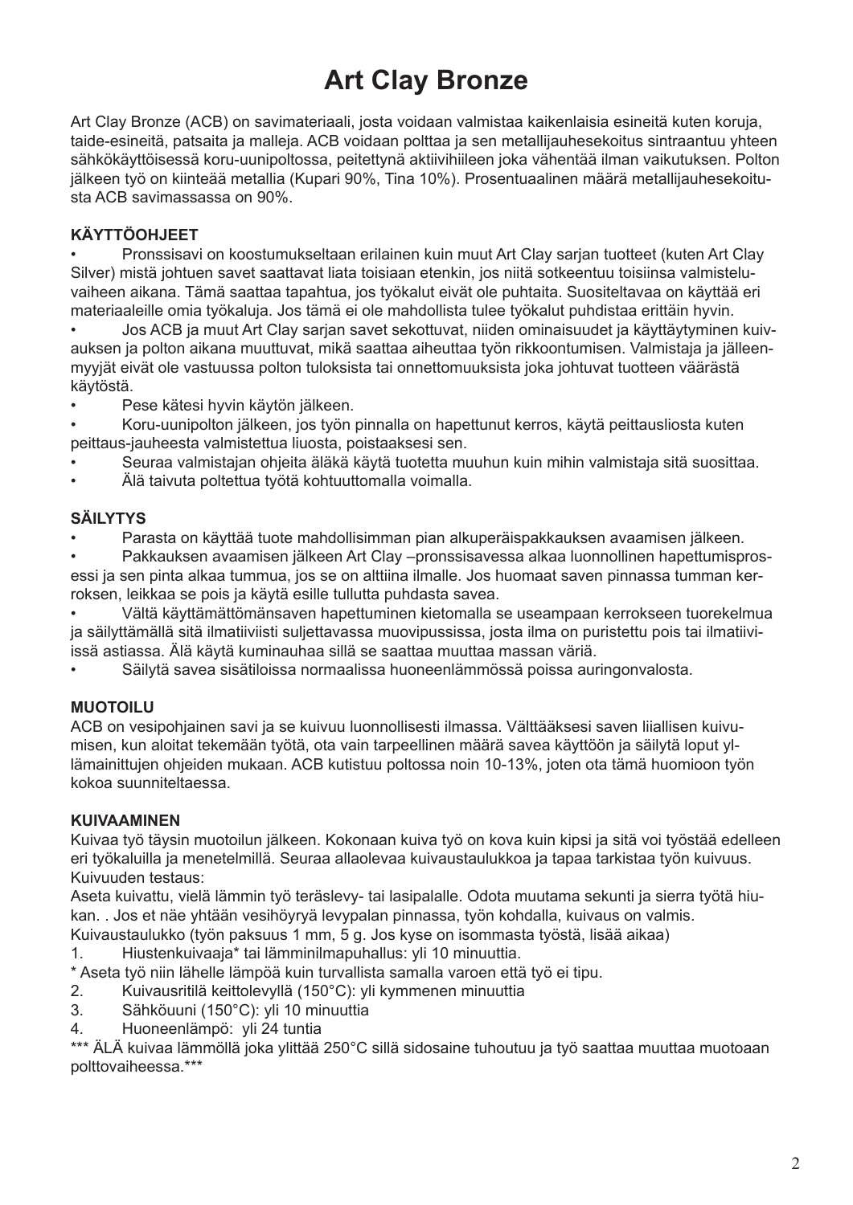# Art Clay Bronze

Art Clay Bronze (ACB) on savimateriaali, josta voidaan valmistaa kaikenlaisia esineitä kuten koruja, taide-esineitä, patsaita ja malleja. ACB voidaan polttaa ja sen metallijauhesekoitus sintraantuu yhteen sähkökäyttöisessä koru-uunipoltossa, peitettynä aktiivihiileen joka vähentää ilman vaikutuksen. Polton jälkeen työ on kiinteää metallia (Kupari 90%, Tina 10%). Prosentuaalinen määrä metallijauhesekoitusta ACB savimassassa on 90%.

**KÄYTTÖOHJEET**

- Pronssisavi on koostumukseltaan erilainen kuin muut Art Clay sarjan tuotteet (kuten Art Clay Silver) mistä johtuen savet saattavat liata toisiaan etenkin, jos niitä sotkeentuu toisiinsa valmisteluvaiheen aikana. Tämä saattaa tapahtua, jos työkalut eivät ole puhtaita. Suositeltavaa on käyttää eri materiaaleille omia työkaluja. Jos tämä ei ole mahdollista tulee työkalut puhdistaa erittäin hyvin.
- Jos ACB ja muut Art Clay sarjan savet sekottuvat, niiden ominaisuudet ja käyttäytyminen kuivauksen ja polton aikana muuttuvat, mikä saattaa aiheuttaa työn rikkoontumisen. Valmistaja ja jälleenmyyjät eivät ole vastuussa polton tuloksista tai onnettomuuksista joka johtuvat tuotteen väärästä käytöstä.
- Pese kätesi hyvin käytön jälkeen.
- Koru-uunipolton jälkeen, jos työn pinnalla on hapettunut kerros, käytä peittausliosta kuten peittaus-jauheesta valmistettua liuosta, poistaaksesi sen.
- Seuraa valmistajan ohjeita äläkä käytä tuotetta muuhun kuin mihin valmistaja sitä suosittaa.
- Älä taivuta poltettua työtä kohtuuttomalla voimalla.

**SÄILYTYS**

- Parasta on käyttää tuote mahdollisimman pian alkuperäispakkauksen avaamisen jälkeen.
- Pakkauksen avaamisen jälkeen Art Clay –pronssisavessa alkaa luonnollinen hapettumisprosessi ja sen pinta alkaa tummua, jos se on alttiina ilmalle. Jos huomaat saven pinnassa tumman kerroksen, leikkaa se pois ja käytä esille tullutta puhdasta savea.
- Vältä käyttämättömänsaven hapettuminen kietomalla se useampaan kerrokseen tuorekelmua ja säilyttämällä sitä ilmatiiviisti suljettavassa muovipussissa, josta ilma on puristettu pois tai ilmatiiviissä astiassa. Älä käytä kuminauhaa sillä se saattaa muuttaa massan väriä.
- Säilytä savea sisätiloissa normaalissa huoneenlämmössä poissa auringonvalosta.

**MUOTOILU**

ACB on vesipohjainen savi ja se kuivuu luonnollisesti ilmassa. Välttääksesi saven liiallisen kuivumisen, kun aloitat tekemään työtä, ota vain tarpeellinen määrä savea käyttöön ja säilytä loput yllämainittujen ohjeiden mukaan. ACB kutistuu poltossa noin 10-13%, joten ota tämä huomioon työn kokoa suunniteltaessa.

**KUIVAAMINEN**

Kuivaa työ täysin muotoilun jälkeen. Kokonaan kuiva työ on kova kuin kipsi ja sitä voi työstää edelleen eri työkaluilla ja menetelmillä. Seuraa allaolevaa kuivaustaulukkoa ja tapaa tarkistaa työn kuivuus.
Kuivuuden testaus:
Aseta kuivattu, vielä lämmin työ teräslevy- tai lasipalalle. Odota muutama sekunti ja sierra työtä hiukan. . Jos et näe yhtään vesihöyryä levypalan pinnassa, työn kohdalla, kuivaus on valmis.
Kuivaustaulukko (työn paksuus 1 mm, 5 g. Jos kyse on isommasta työstä, lisää aikaa)

1. Hiustenkuivaaja* tai lämminilmapuhallus: yli 10 minuuttia.

* Aseta työ niin lähelle lämpöä kuin turvallista samalla varoen että työ ei tipu.

2. Kuivausritilä keittolevyllä (150°C): yli kymmenen minuuttia
3. Sähköuuni (150°C): yli 10 minuuttia
4. Huoneenlämpö: yli 24 tuntia

*** ÄLÄ kuivaa lämmöllä joka ylittää 250°C sillä sidosaine tuhoutuu ja työ saattaa muuttaa muotoaan polttovaiheessa.***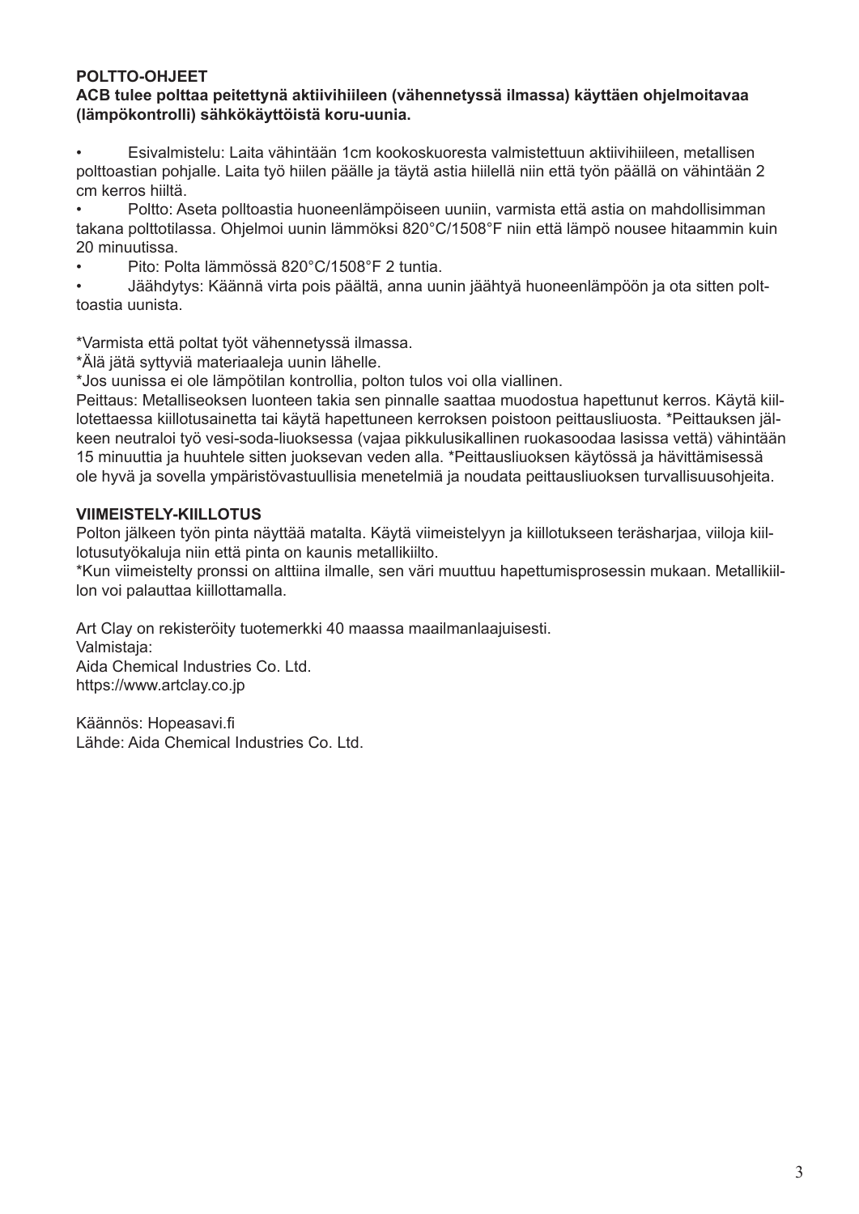**POLTTO-OHJEET**

**ACB tulee polttaa peitettynä aktiivihiileen (vähennetyssä ilmassa) käyttäen ohjelmoitavaa (lämpökontrolli) sähkökäyttöistä koru-uunia.**

- Esivalmistelu: Laita vähintään 1cm kookoskuoresta valmistettuun aktiivihiileen, metallisen polttoastian pohjalle. Laita työ hiilen päälle ja täytä astia hiilellä niin että työn päällä on vähintään 2 cm kerros hiiltä.
- Poltto: Aseta polttoastia huoneenlämpöiseen uuniin, varmista että astia on mahdollisimman takana polttotilassa. Ohjelmoi uunin lämmöksi 820°C/1508°F niin että lämpö nousee hitaammin kuin 20 minuutissa.
- Pito: Polta lämmössä 820°C/1508°F 2 tuntia.
- Jäähdytys: Käännä virta pois päältä, anna uunin jäähtyä huoneenlämpöön ja ota sitten polttoastia uunista.

*Varmista että poltat työt vähennetyssä ilmassa.
*Älä jätä syttyviä materiaaleja uunin lähelle.
*Jos uunissa ei ole lämpötilan kontrollia, polton tulos voi olla viallinen.
Peittaus: Metalliseoksen luonteen takia sen pinnalle saattaa muodostua hapettunut kerros. Käytä kiillotettaessa kiillotusainetta tai käytä hapettuneen kerroksen poistoon peittausliuosta. *Peittauksen jälkeen neutraloi työ vesi-soda-liuoksessa (vajaa pikkulusikallinen ruokasoodaa lasissa vettä) vähintään 15 minuuttia ja huuhtele sitten juoksevan veden alla. *Peittausliuoksen käytössä ja hävittämisessä ole hyvä ja sovella ympäristövastuullisia menetelmiä ja noudata peittausliuoksen turvallisuusohjeita.

**VIIMEISTELY-KIILLOTUS**

Polton jälkeen työn pinta näyttää matalta. Käytä viimeistelyyn ja kiillotukseen teräsharjaa, viiloja kiillotusutyökaluja niin että pinta on kaunis metallikiilto.
*Kun viimeistelty pronssi on alttiina ilmalle, sen väri muuttuu hapettumisprosessin mukaan. Metallikiillon voi palauttaa kiillottamalla.

Art Clay on rekisteröity tuotemerkki 40 maassa maailmanlaajuisesti.
Valmistaja:
Aida Chemical Industries Co. Ltd.
https://www.artclay.co.jp

Käännös: Hopeasavi.fi
Lähde: Aida Chemical Industries Co. Ltd.